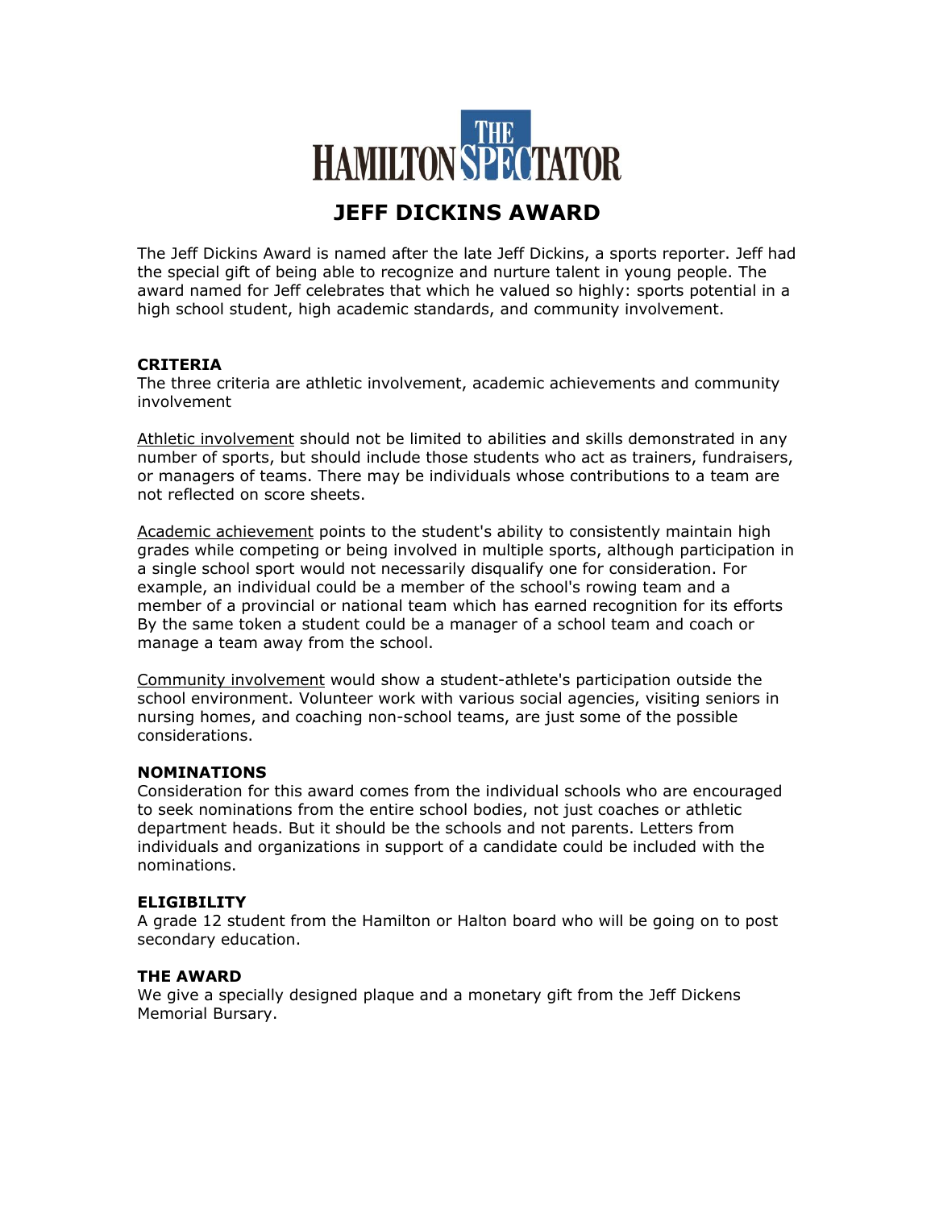THE HAMILTON SPECTATOR

# JEFF DICKINS AWARD

The Jeff Dickins Award is named after the late Jeff Dickins, a sports reporter. Jeff had the special gift of being able to recognize and nurture talent in young people. The award named for Jeff celebrates that which he valued so highly: sports potential in a high school student, high academic standards, and community involvement.

**CRITERIA**
The three criteria are athletic involvement, academic achievements and community involvement

<u>Athletic involvement</u> should not be limited to abilities and skills demonstrated in any number of sports, but should include those students who act as trainers, fundraisers, or managers of teams. There may be individuals whose contributions to a team are not reflected on score sheets.

<u>Academic achievement</u> points to the student's ability to consistently maintain high grades while competing or being involved in multiple sports, although participation in a single school sport would not necessarily disqualify one for consideration. For example, an individual could be a member of the school's rowing team and a member of a provincial or national team which has earned recognition for its efforts By the same token a student could be a manager of a school team and coach or manage a team away from the school.

<u>Community involvement</u> would show a student-athlete's participation outside the school environment. Volunteer work with various social agencies, visiting seniors in nursing homes, and coaching non-school teams, are just some of the possible considerations.

**NOMINATIONS**
Consideration for this award comes from the individual schools who are encouraged to seek nominations from the entire school bodies, not just coaches or athletic department heads. But it should be the schools and not parents. Letters from individuals and organizations in support of a candidate could be included with the nominations.

**ELIGIBILITY**
A grade 12 student from the Hamilton or Halton board who will be going on to post secondary education.

**THE AWARD**
We give a specially designed plaque and a monetary gift from the Jeff Dickens Memorial Bursary.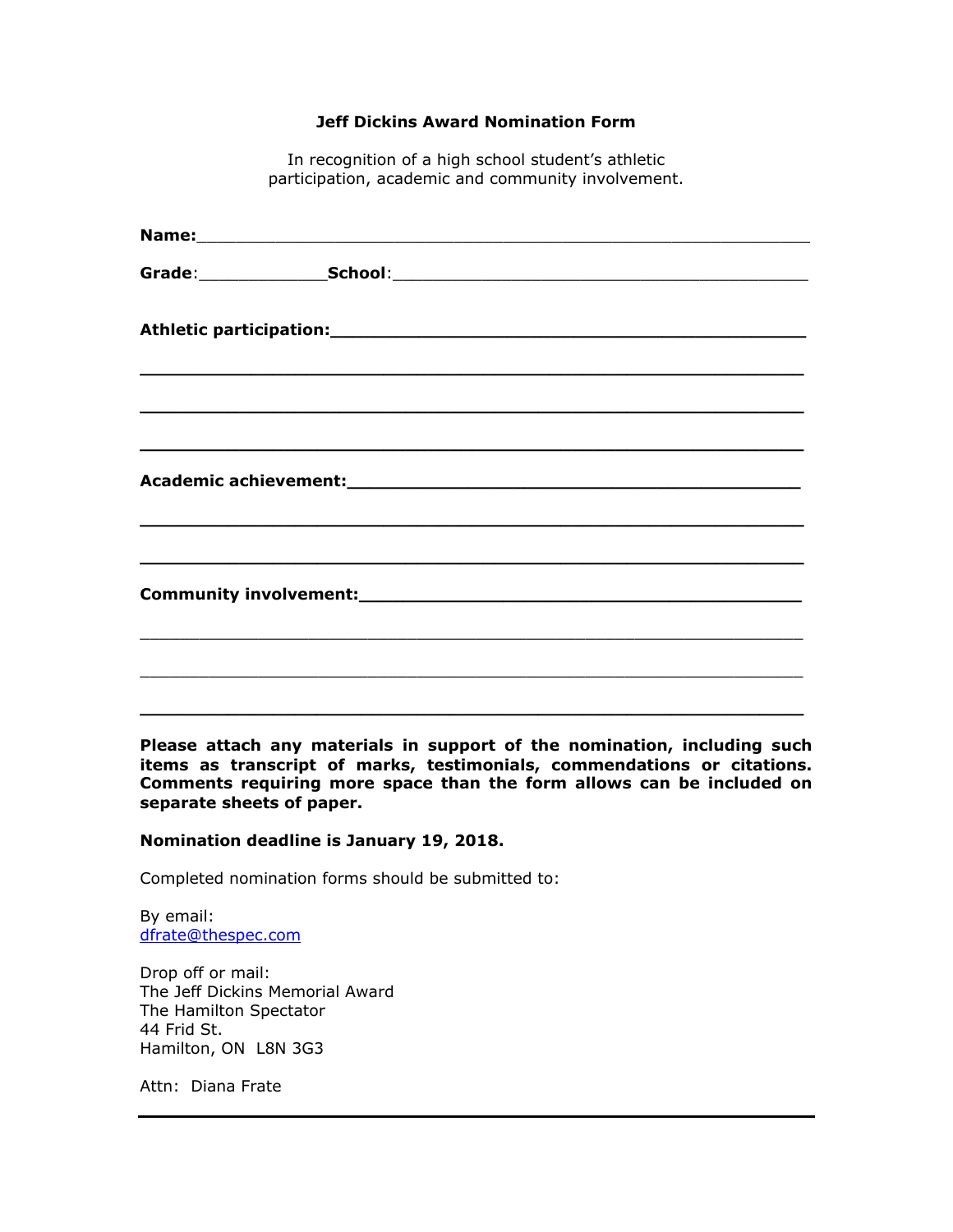**Jeff Dickins Award Nomination Form**

In recognition of a high school student's athletic participation, academic and community involvement.

**Name:**_______________________________________________________________

**Grade**:_____________**School**:___________________________________________

**Athletic participation:**_______________________________________________

_________________________________________________________________

_________________________________________________________________

_________________________________________________________________

**Academic achievement:**_______________________________________________

_________________________________________________________________

_________________________________________________________________

**Community involvement:**_____________________________________________

_________________________________________________________________

_________________________________________________________________

_________________________________________________________________

**Please attach any materials in support of the nomination, including such items as transcript of marks, testimonials, commendations or citations. Comments requiring more space than the form allows can be included on separate sheets of paper.**

**Nomination deadline is January 19, 2018.**

Completed nomination forms should be submitted to:

By email:
dfrate@thespec.com

Drop off or mail:
The Jeff Dickins Memorial Award
The Hamilton Spectator
44 Frid St.
Hamilton, ON L8N 3G3

Attn: Diana Frate